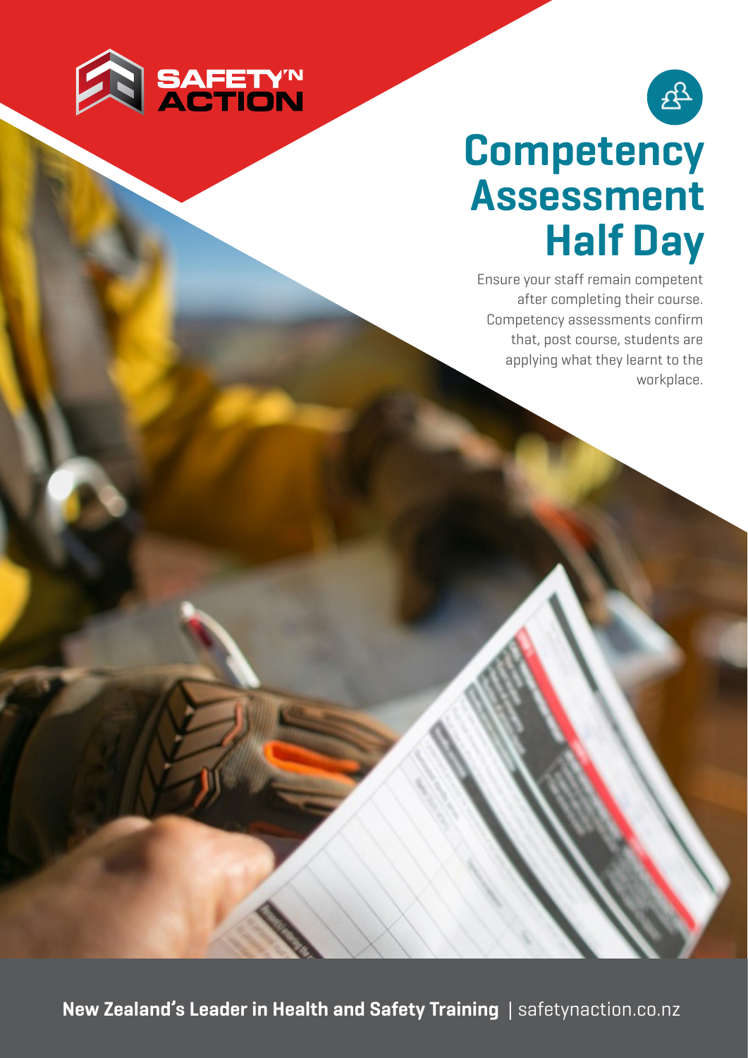SAFETY'N ACTION

# Competency Assessment Half Day

Ensure your staff remain competent after completing their course. Competency assessments confirm that, post course, students are applying what they learnt to the workplace.

**New Zealand's Leader in Health and Safety Training** | safetynaction.co.nz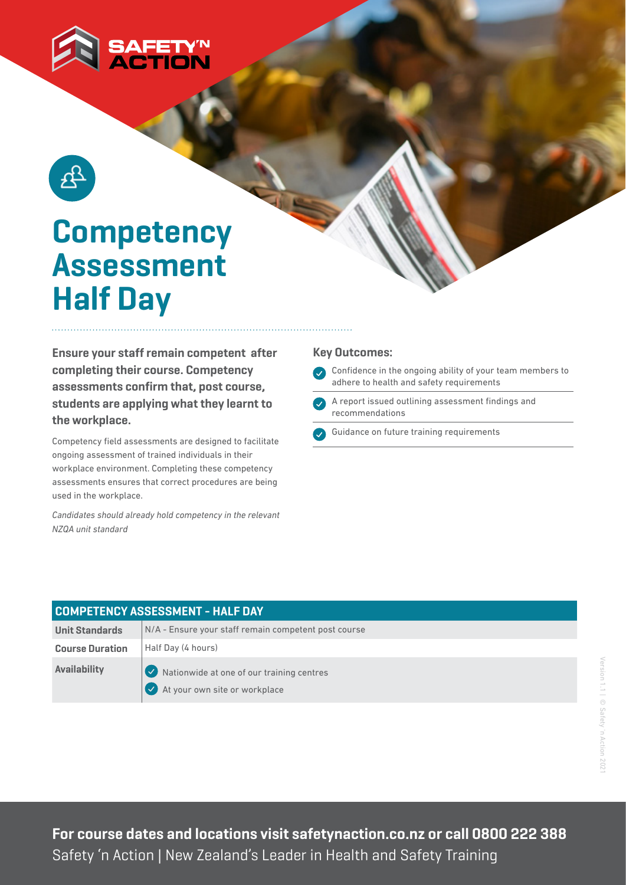SAFETY'N ACTION

# Competency Assessment Half Day

**Ensure your staff remain competent after completing their course. Competency assessments confirm that, post course, students are applying what they learnt to the workplace.**

Competency field assessments are designed to facilitate ongoing assessment of trained individuals in their workplace environment. Completing these competency assessments ensures that correct procedures are being used in the workplace.

*Candidates should already hold competency in the relevant NZQA unit standard*

### Key Outcomes:

- Confidence in the ongoing ability of your team members to adhere to health and safety requirements
- A report issued outlining assessment findings and recommendations
- Guidance on future training requirements

| COMPETENCY ASSESSMENT - HALF DAY | |
|---|---|
| **Unit Standards** | N/A - Ensure your staff remain competent post course |
| **Course Duration** | Half Day (4 hours) |
| **Availability** | Nationwide at one of our training centres<br>At your own site or workplace |

Version 1.1 | © Safety 'n Action 2021

**For course dates and locations visit safetynaction.co.nz or call 0800 222 388**

Safety 'n Action | New Zealand's Leader in Health and Safety Training